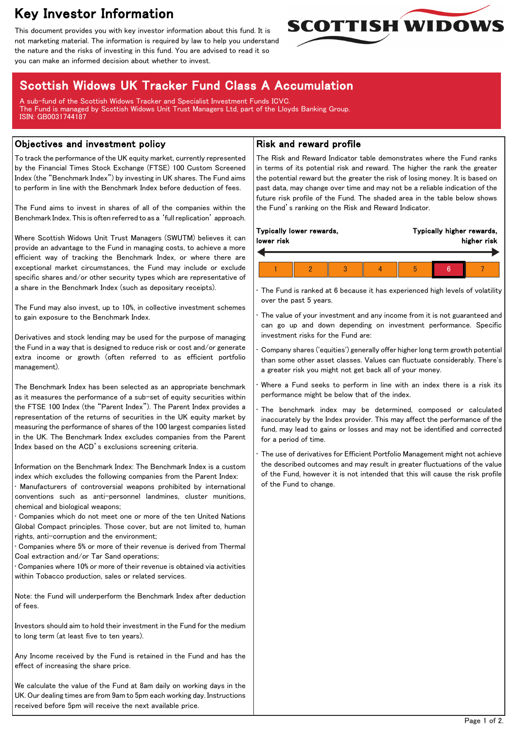# Key Investor Information

This document provides you with key investor information about this fund. It is not marketing material. The information is required by law to help you understand the nature and the risks of investing in this fund. You are advised to read it so you can make an informed decision about whether to invest.

SCOTTISH WIDOWS

## Scottish Widows UK Tracker Fund Class A Accumulation

A sub-fund of the Scottish Widows Tracker and Specialist Investment Funds ICVC.
The Fund is managed by Scottish Widows Unit Trust Managers Ltd, part of the Lloyds Banking Group.
ISIN: GB0031744187

### Objectives and investment policy

To track the performance of the UK equity market, currently represented by the Financial Times Stock Exchange (FTSE) 100 Custom Screened Index (the "Benchmark Index") by investing in UK shares. The Fund aims to perform in line with the Benchmark Index before deduction of fees.

The Fund aims to invest in shares of all of the companies within the Benchmark Index. This is often referred to as a 'full replication' approach.

Where Scottish Widows Unit Trust Managers (SWUTM) believes it can provide an advantage to the Fund in managing costs, to achieve a more efficient way of tracking the Benchmark Index, or where there are exceptional market circumstances, the Fund may include or exclude specific shares and/or other security types which are representative of a share in the Benchmark Index (such as depositary receipts).

The Fund may also invest, up to 10%, in collective investment schemes to gain exposure to the Benchmark Index.

Derivatives and stock lending may be used for the purpose of managing the Fund in a way that is designed to reduce risk or cost and/or generate extra income or growth (often referred to as efficient portfolio management).

The Benchmark Index has been selected as an appropriate benchmark as it measures the performance of a sub-set of equity securities within the FTSE 100 Index (the "Parent Index"). The Parent Index provides a representation of the returns of securities in the UK equity market by measuring the performance of shares of the 100 largest companies listed in the UK. The Benchmark Index excludes companies from the Parent Index based on the ACD's exclusions screening criteria.

Information on the Benchmark Index: The Benchmark Index is a custom index which excludes the following companies from the Parent Index:

- Manufacturers of controversial weapons prohibited by international conventions such as anti-personnel landmines, cluster munitions, chemical and biological weapons;
- Companies which do not meet one or more of the ten United Nations Global Compact principles. Those cover, but are not limited to, human rights, anti-corruption and the environment;
- Companies where 5% or more of their revenue is derived from Thermal Coal extraction and/or Tar Sand operations;
- Companies where 10% or more of their revenue is obtained via activities within Tobacco production, sales or related services.

Note: the Fund will underperform the Benchmark Index after deduction of fees.

Investors should aim to hold their investment in the Fund for the medium to long term (at least five to ten years).

Any Income received by the Fund is retained in the Fund and has the effect of increasing the share price.

We calculate the value of the Fund at 8am daily on working days in the UK. Our dealing times are from 9am to 5pm each working day. Instructions received before 5pm will receive the next available price.

### Risk and reward profile

The Risk and Reward Indicator table demonstrates where the Fund ranks in terms of its potential risk and reward. The higher the rank the greater the potential reward but the greater the risk of losing money. It is based on past data, may change over time and may not be a reliable indication of the future risk profile of the Fund. The shaded area in the table below shows the Fund's ranking on the Risk and Reward Indicator.

**Typically lower rewards, lower risk** ← → **Typically higher rewards, higher risk**

| 1 | 2 | 3 | 4 | 5 | **6** | 7 |
|---|---|---|---|---|---|---|

- The Fund is ranked at 6 because it has experienced high levels of volatility over the past 5 years.
- The value of your investment and any income from it is not guaranteed and can go up and down depending on investment performance. Specific investment risks for the Fund are:
- Company shares ('equities') generally offer higher long term growth potential than some other asset classes. Values can fluctuate considerably. There's a greater risk you might not get back all of your money.
- Where a Fund seeks to perform in line with an index there is a risk its performance might be below that of the index.
- The benchmark index may be determined, composed or calculated inaccurately by the Index provider. This may affect the performance of the fund, may lead to gains or losses and may not be identified and corrected for a period of time.
- The use of derivatives for Efficient Portfolio Management might not achieve the described outcomes and may result in greater fluctuations of the value of the Fund, however it is not intended that this will cause the risk profile of the Fund to change.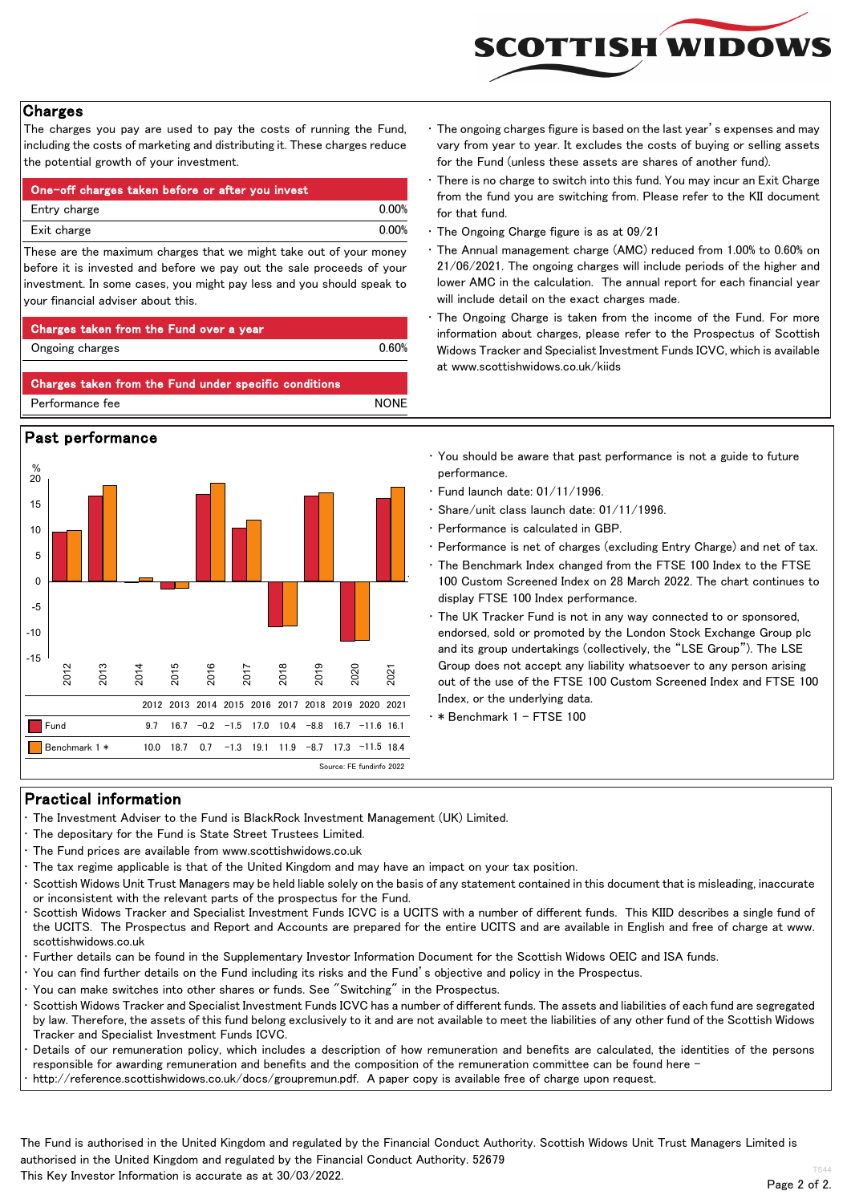## Charges

The charges you pay are used to pay the costs of running the Fund, including the costs of marketing and distributing it. These charges reduce the potential growth of your investment.

| One-off charges taken before or after you invest | |
|---|---|
| Entry charge | 0.00% |
| Exit charge | 0.00% |

These are the maximum charges that we might take out of your money before it is invested and before we pay out the sale proceeds of your investment. In some cases, you might pay less and you should speak to your financial adviser about this.

| Charges taken from the Fund over a year | |
|---|---|
| Ongoing charges | 0.60% |

| Charges taken from the Fund under specific conditions | |
|---|---|
| Performance fee | NONE |

- The ongoing charges figure is based on the last year's expenses and may vary from year to year. It excludes the costs of buying or selling assets for the Fund (unless these assets are shares of another fund).
- There is no charge to switch into this fund. You may incur an Exit Charge from the fund you are switching from. Please refer to the KII document for that fund.
- The Ongoing Charge figure is as at 09/21
- The Annual management charge (AMC) reduced from 1.00% to 0.60% on 21/06/2021. The ongoing charges will include periods of the higher and lower AMC in the calculation. The annual report for each financial year will include detail on the exact charges made.
- The Ongoing Charge is taken from the income of the Fund. For more information about charges, please refer to the Prospectus of Scottish Widows Tracker and Specialist Investment Funds ICVC, which is available at www.scottishwidows.co.uk/kiids

## Past performance

%
20
15
10
5
0
-5
-10
-15

| | 2012 | 2013 | 2014 | 2015 | 2016 | 2017 | 2018 | 2019 | 2020 | 2021 |
|---|---|---|---|---|---|---|---|---|---|---|
| Fund | 9.7 | 16.7 | −0.2 | −1.5 | 17.0 | 10.4 | −8.8 | 16.7 | −11.6 | 16.1 |
| Benchmark 1 * | 10.0 | 18.7 | 0.7 | −1.3 | 19.1 | 11.9 | −8.7 | 17.3 | −11.5 | 18.4 |

Source: FE fundinfo 2022

- You should be aware that past performance is not a guide to future performance.
- Fund launch date: 01/11/1996.
- Share/unit class launch date: 01/11/1996.
- Performance is calculated in GBP.
- Performance is net of charges (excluding Entry Charge) and net of tax.
- The Benchmark Index changed from the FTSE 100 Index to the FTSE 100 Custom Screened Index on 28 March 2022. The chart continues to display FTSE 100 Index performance.
- The UK Tracker Fund is not in any way connected to or sponsored, endorsed, sold or promoted by the London Stock Exchange Group plc and its group undertakings (collectively, the "LSE Group"). The LSE Group does not accept any liability whatsoever to any person arising out of the use of the FTSE 100 Custom Screened Index and FTSE 100 Index, or the underlying data.
- * Benchmark 1 – FTSE 100

## Practical information

- The Investment Adviser to the Fund is BlackRock Investment Management (UK) Limited.
- The depositary for the Fund is State Street Trustees Limited.
- The Fund prices are available from www.scottishwidows.co.uk
- The tax regime applicable is that of the United Kingdom and may have an impact on your tax position.
- Scottish Widows Unit Trust Managers may be held liable solely on the basis of any statement contained in this document that is misleading, inaccurate or inconsistent with the relevant parts of the prospectus for the Fund.
- Scottish Widows Tracker and Specialist Investment Funds ICVC is a UCITS with a number of different funds. This KIID describes a single fund of the UCITS. The Prospectus and Report and Accounts are prepared for the entire UCITS and are available in English and free of charge at www.scottishwidows.co.uk
- Further details can be found in the Supplementary Investor Information Document for the Scottish Widows OEIC and ISA funds.
- You can find further details on the Fund including its risks and the Fund's objective and policy in the Prospectus.
- You can make switches into other shares or funds. See "Switching" in the Prospectus.
- Scottish Widows Tracker and Specialist Investment Funds ICVC has a number of different funds. The assets and liabilities of each fund are segregated by law. Therefore, the assets of this fund belong exclusively to it and are not available to meet the liabilities of any other fund of the Scottish Widows Tracker and Specialist Investment Funds ICVC.
- Details of our remuneration policy, which includes a description of how remuneration and benefits are calculated, the identities of the persons responsible for awarding remuneration and benefits and the composition of the remuneration committee can be found here –
- http://reference.scottishwidows.co.uk/docs/groupremun.pdf. A paper copy is available free of charge upon request.

The Fund is authorised in the United Kingdom and regulated by the Financial Conduct Authority. Scottish Widows Unit Trust Managers Limited is authorised in the United Kingdom and regulated by the Financial Conduct Authority. 52679
This Key Investor Information is accurate as at 30/03/2022.